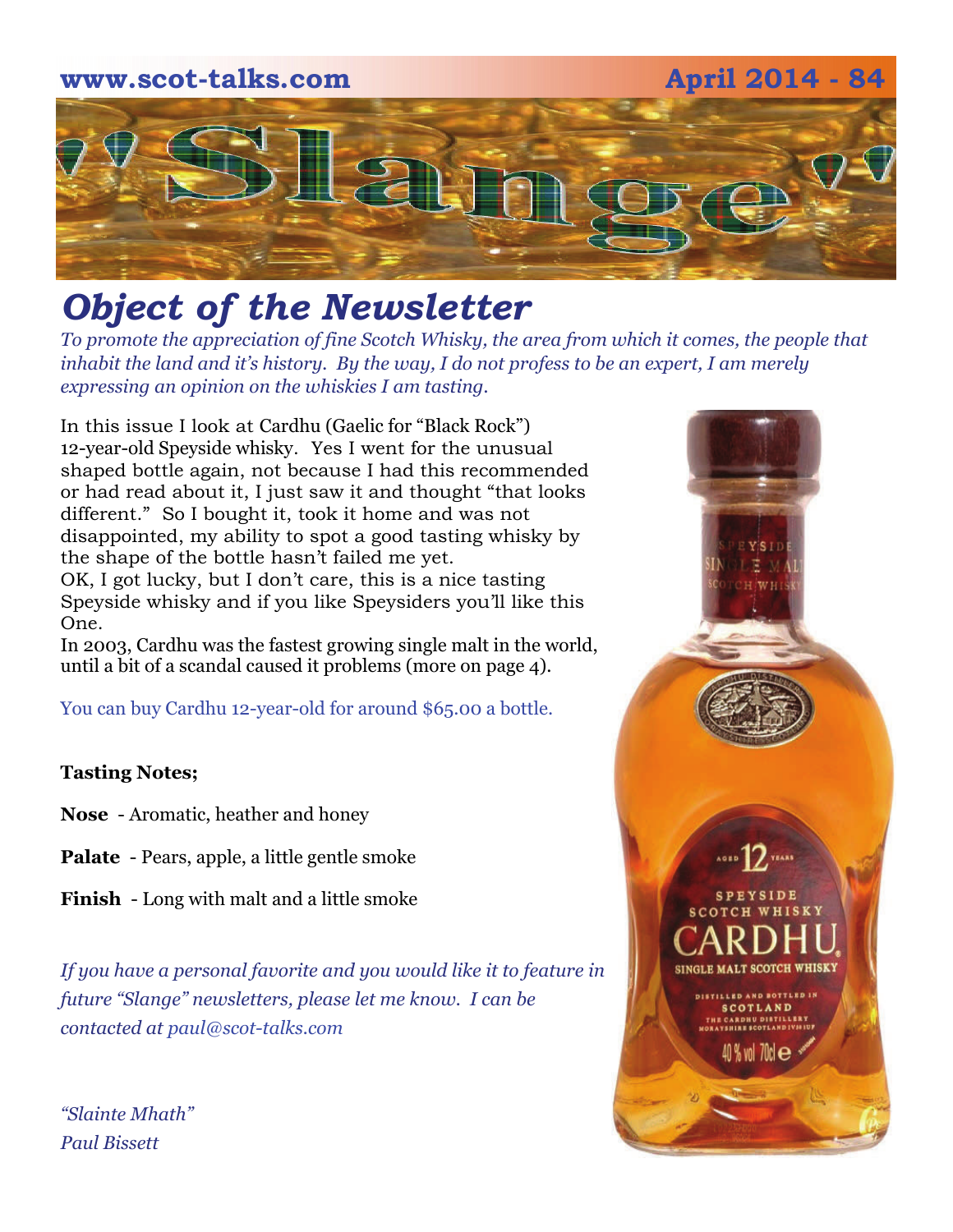www.scot-talks.com April 2014 - 84

# "Slange"

## *Object of the Newsletter*

*To promote the appreciation of fine Scotch Whisky, the area from which it comes, the people that inhabit the land and it's history. By the way, I do not profess to be an expert, I am merely expressing an opinion on the whiskies I am tasting.*

In this issue I look at Cardhu (Gaelic for "Black Rock") 12-year-old Speyside whisky. Yes I went for the unusual shaped bottle again, not because I had this recommended or had read about it, I just saw it and thought "that looks different." So I bought it, took it home and was not disappointed, my ability to spot a good tasting whisky by the shape of the bottle hasn't failed me yet.
OK, I got lucky, but I don't care, this is a nice tasting Speyside whisky and if you like Speysiders you'll like this One.
In 2003, Cardhu was the fastest growing single malt in the world, until a bit of a scandal caused it problems (more on page 4).

You can buy Cardhu 12-year-old for around $65.00 a bottle.

**Tasting Notes;**

**Nose** - Aromatic, heather and honey

**Palate** - Pears, apple, a little gentle smoke

**Finish** - Long with malt and a little smoke

*If you have a personal favorite and you would like it to feature in future "Slange" newsletters, please let me know. I can be contacted at paul@scot-talks.com*

*"Slainte Mhath"*
*Paul Bissett*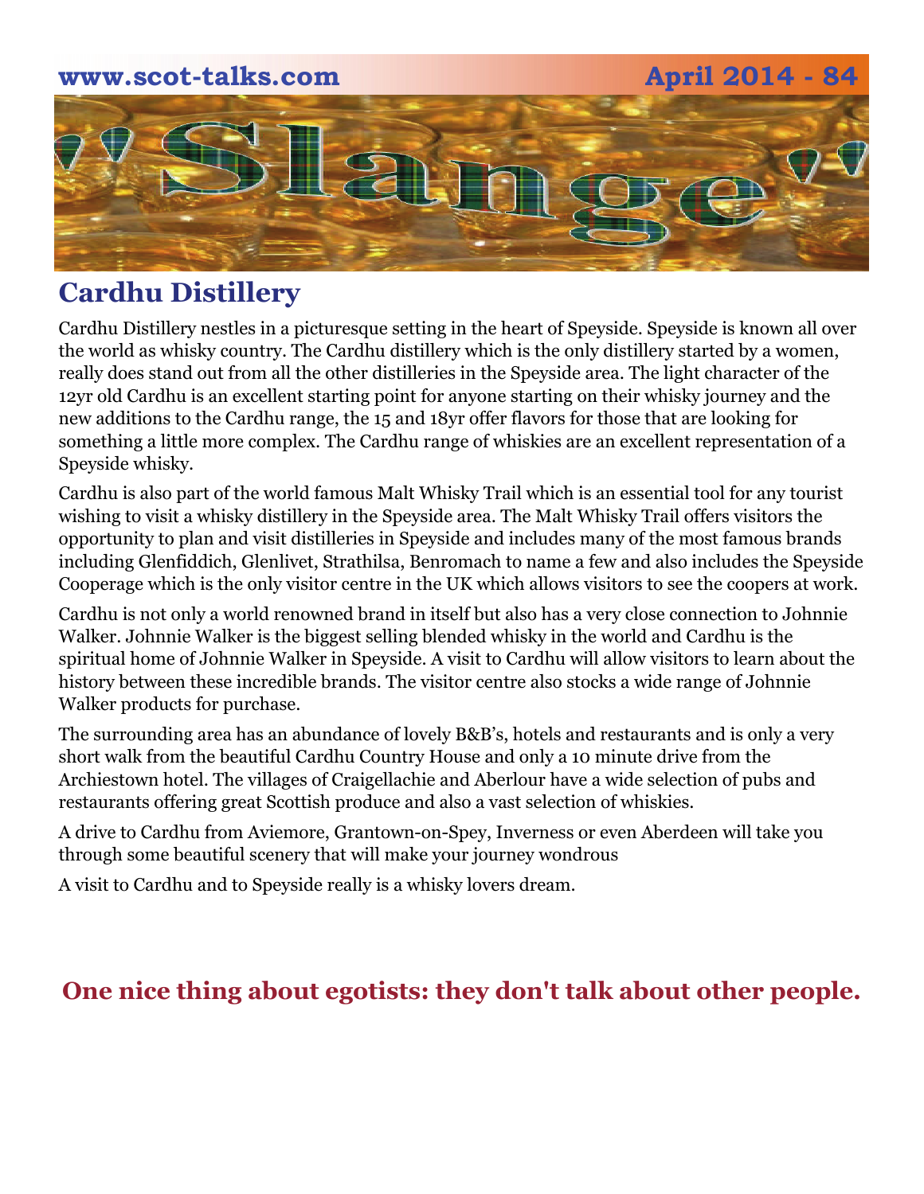# Slange

## Cardhu Distillery

Cardhu Distillery nestles in a picturesque setting in the heart of Speyside. Speyside is known all over the world as whisky country. The Cardhu distillery which is the only distillery started by a women, really does stand out from all the other distilleries in the Speyside area. The light character of the 12yr old Cardhu is an excellent starting point for anyone starting on their whisky journey and the new additions to the Cardhu range, the 15 and 18yr offer flavors for those that are looking for something a little more complex. The Cardhu range of whiskies are an excellent representation of a Speyside whisky.

Cardhu is also part of the world famous Malt Whisky Trail which is an essential tool for any tourist wishing to visit a whisky distillery in the Speyside area. The Malt Whisky Trail offers visitors the opportunity to plan and visit distilleries in Speyside and includes many of the most famous brands including Glenfiddich, Glenlivet, Strathilsa, Benromach to name a few and also includes the Speyside Cooperage which is the only visitor centre in the UK which allows visitors to see the coopers at work.

Cardhu is not only a world renowned brand in itself but also has a very close connection to Johnnie Walker. Johnnie Walker is the biggest selling blended whisky in the world and Cardhu is the spiritual home of Johnnie Walker in Speyside. A visit to Cardhu will allow visitors to learn about the history between these incredible brands. The visitor centre also stocks a wide range of Johnnie Walker products for purchase.

The surrounding area has an abundance of lovely B&B's, hotels and restaurants and is only a very short walk from the beautiful Cardhu Country House and only a 10 minute drive from the Archiestown hotel. The villages of Craigellachie and Aberlour have a wide selection of pubs and restaurants offering great Scottish produce and also a vast selection of whiskies.

A drive to Cardhu from Aviemore, Grantown-on-Spey, Inverness or even Aberdeen will take you through some beautiful scenery that will make your journey wondrous

A visit to Cardhu and to Speyside really is a whisky lovers dream.

**One nice thing about egotists: they don't talk about other people.**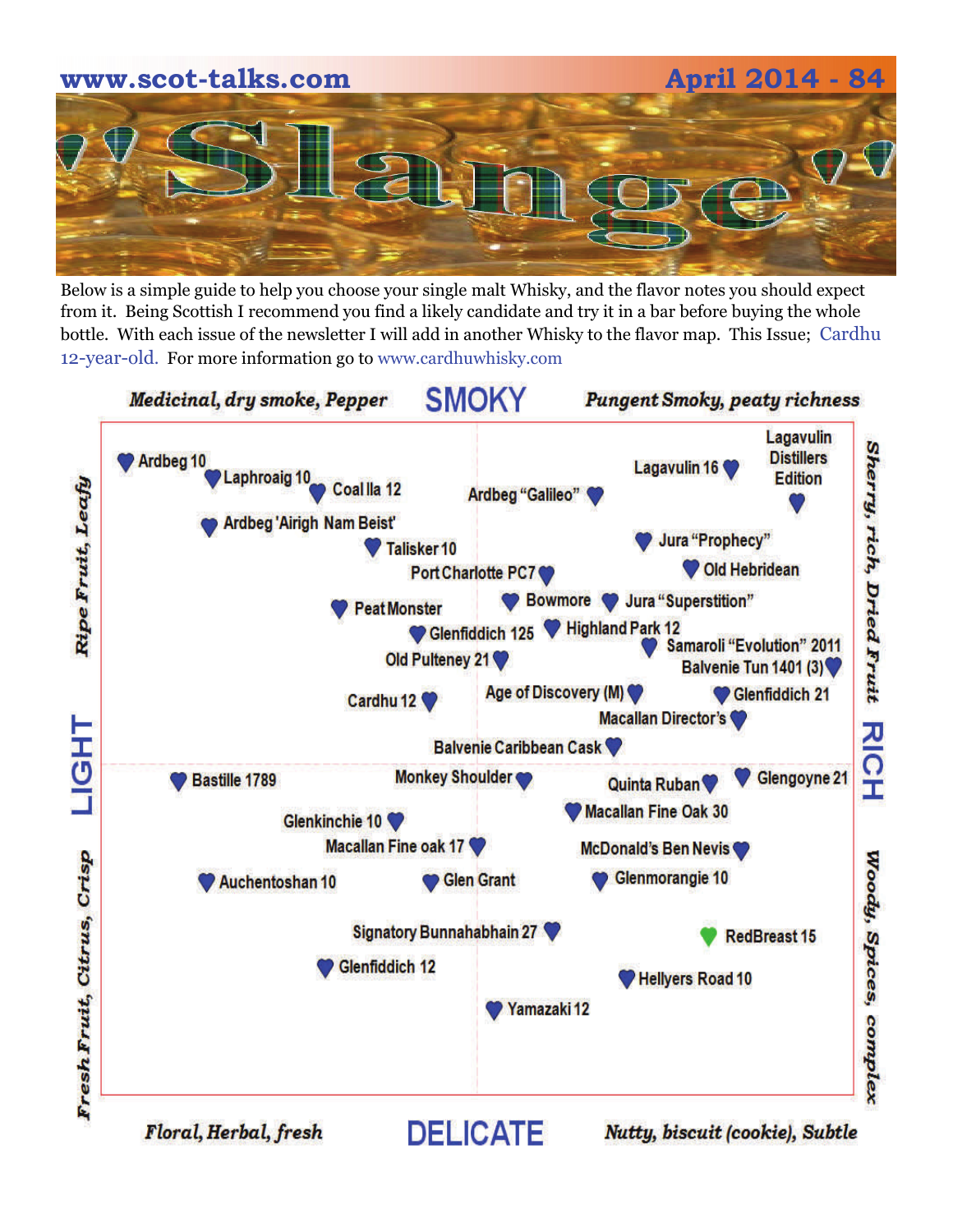# Slange

Below is a simple guide to help you choose your single malt Whisky, and the flavor notes you should expect from it. Being Scottish I recommend you find a likely candidate and try it in a bar before buying the whole bottle. With each issue of the newsletter I will add in another Whisky to the flavor map. This Issue; Cardhu 12-year-old. For more information go to www.cardhuwhisky.com

*Medicinal, dry smoke, Pepper* — **SMOKY** — *Pungent Smoky, peaty richness*

*Ripe Fruit, Leafy* — **LIGHT** — *Fresh Fruit, Citrus, Crisp*

*Sherry, rich, Dried Fruit* — **RICH** — *Woody, Spices, complex*

*Floral, Herbal, fresh* — **DELICATE** — *Nutty, biscuit (cookie), Subtle*

Ardbeg 10

Laphroaig 10

Coal Ila 12

Ardbeg "Galileo"

Lagavulin 16

Lagavulin Distillers Edition

Ardbeg 'Airigh Nam Beist'

Talisker 10

Jura "Prophecy"

Port Charlotte PC7

Old Hebridean

Peat Monster

Bowmore

Jura "Superstition"

Glenfiddich 125

Highland Park 12

Samaroli "Evolution" 2011

Old Pulteney 21

Balvenie Tun 1401 (3)

Cardhu 12

Age of Discovery (M)

Glenfiddich 21

Macallan Director's

Balvenie Caribbean Cask

Bastille 1789

Monkey Shoulder

Quinta Ruban

Glengoyne 21

Glenkinchie 10

Macallan Fine Oak 30

Macallan Fine oak 17

McDonald's Ben Nevis

Auchentoshan 10

Glen Grant

Glenmorangie 10

Signatory Bunnahabhain 27

RedBreast 15

Glenfiddich 12

Hellyers Road 10

Yamazaki 12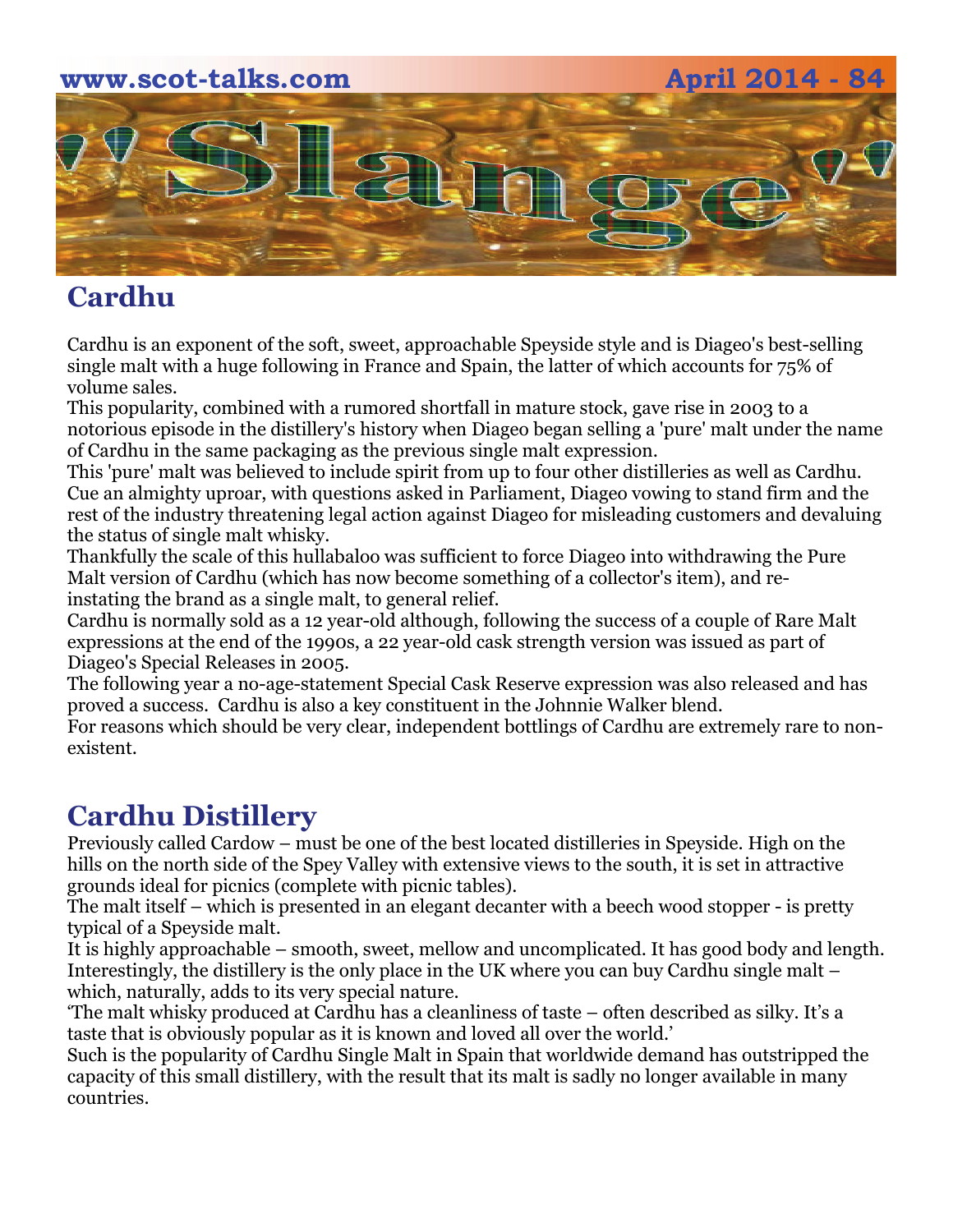## Cardhu

Cardhu is an exponent of the soft, sweet, approachable Speyside style and is Diageo's best-selling single malt with a huge following in France and Spain, the latter of which accounts for 75% of volume sales.

This popularity, combined with a rumored shortfall in mature stock, gave rise in 2003 to a notorious episode in the distillery's history when Diageo began selling a 'pure' malt under the name of Cardhu in the same packaging as the previous single malt expression.

This 'pure' malt was believed to include spirit from up to four other distilleries as well as Cardhu. Cue an almighty uproar, with questions asked in Parliament, Diageo vowing to stand firm and the rest of the industry threatening legal action against Diageo for misleading customers and devaluing the status of single malt whisky.

Thankfully the scale of this hullabaloo was sufficient to force Diageo into withdrawing the Pure Malt version of Cardhu (which has now become something of a collector's item), and re-instating the brand as a single malt, to general relief.

Cardhu is normally sold as a 12 year-old although, following the success of a couple of Rare Malt expressions at the end of the 1990s, a 22 year-old cask strength version was issued as part of Diageo's Special Releases in 2005.

The following year a no-age-statement Special Cask Reserve expression was also released and has proved a success. Cardhu is also a key constituent in the Johnnie Walker blend.

For reasons which should be very clear, independent bottlings of Cardhu are extremely rare to non-existent.

## Cardhu Distillery

Previously called Cardow – must be one of the best located distilleries in Speyside. High on the hills on the north side of the Spey Valley with extensive views to the south, it is set in attractive grounds ideal for picnics (complete with picnic tables).

The malt itself – which is presented in an elegant decanter with a beech wood stopper - is pretty typical of a Speyside malt.

It is highly approachable – smooth, sweet, mellow and uncomplicated. It has good body and length. Interestingly, the distillery is the only place in the UK where you can buy Cardhu single malt – which, naturally, adds to its very special nature.

'The malt whisky produced at Cardhu has a cleanliness of taste – often described as silky. It's a taste that is obviously popular as it is known and loved all over the world.'

Such is the popularity of Cardhu Single Malt in Spain that worldwide demand has outstripped the capacity of this small distillery, with the result that its malt is sadly no longer available in many countries.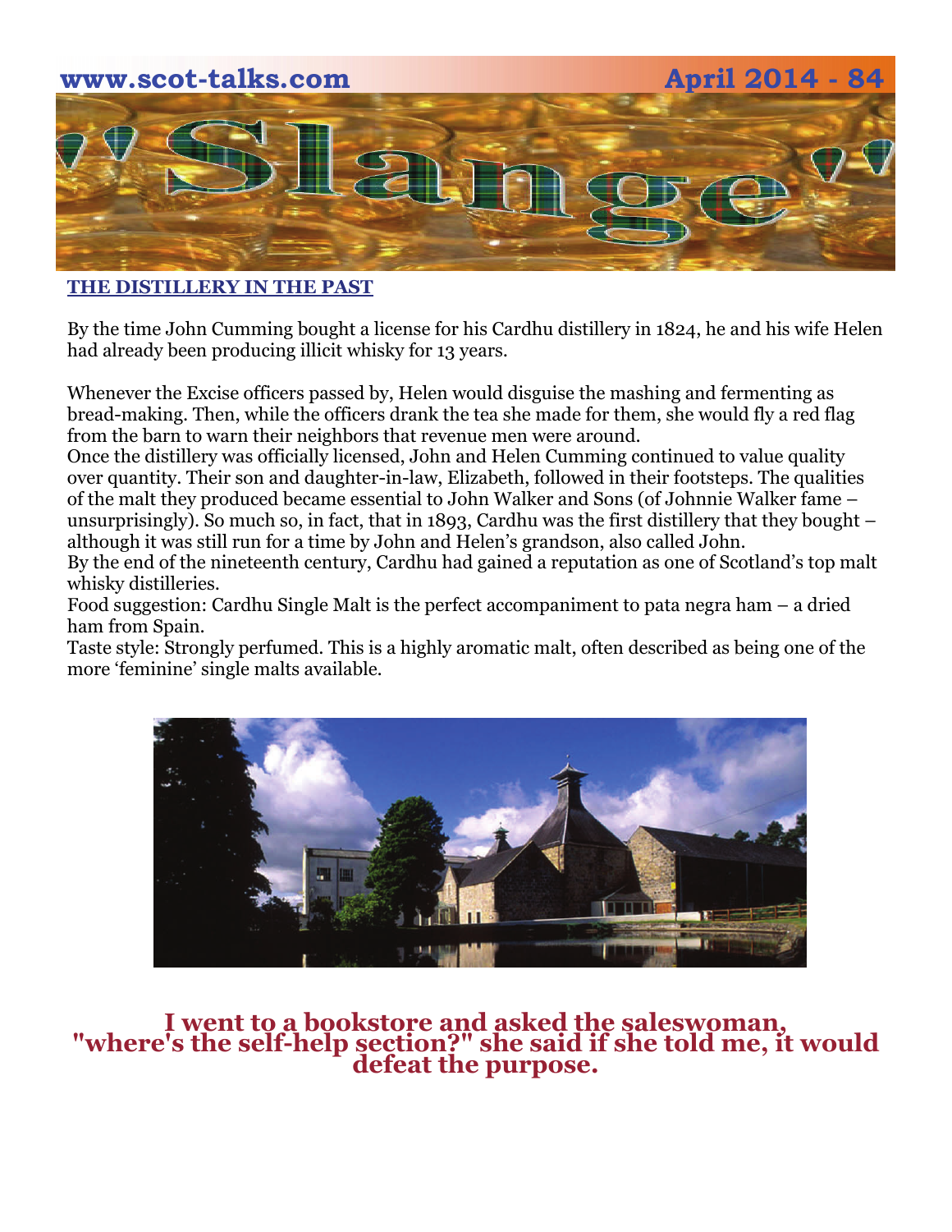## THE DISTILLERY IN THE PAST

By the time John Cumming bought a license for his Cardhu distillery in 1824, he and his wife Helen had already been producing illicit whisky for 13 years.

Whenever the Excise officers passed by, Helen would disguise the mashing and fermenting as bread-making. Then, while the officers drank the tea she made for them, she would fly a red flag from the barn to warn their neighbors that revenue men were around.

Once the distillery was officially licensed, John and Helen Cumming continued to value quality over quantity. Their son and daughter-in-law, Elizabeth, followed in their footsteps. The qualities of the malt they produced became essential to John Walker and Sons (of Johnnie Walker fame – unsurprisingly). So much so, in fact, that in 1893, Cardhu was the first distillery that they bought – although it was still run for a time by John and Helen's grandson, also called John.

By the end of the nineteenth century, Cardhu had gained a reputation as one of Scotland's top malt whisky distilleries.

Food suggestion: Cardhu Single Malt is the perfect accompaniment to pata negra ham – a dried ham from Spain.

Taste style: Strongly perfumed. This is a highly aromatic malt, often described as being one of the more 'feminine' single malts available.

**I went to a bookstore and asked the saleswoman, "where's the self-help section?" she said if she told me, it would defeat the purpose.**